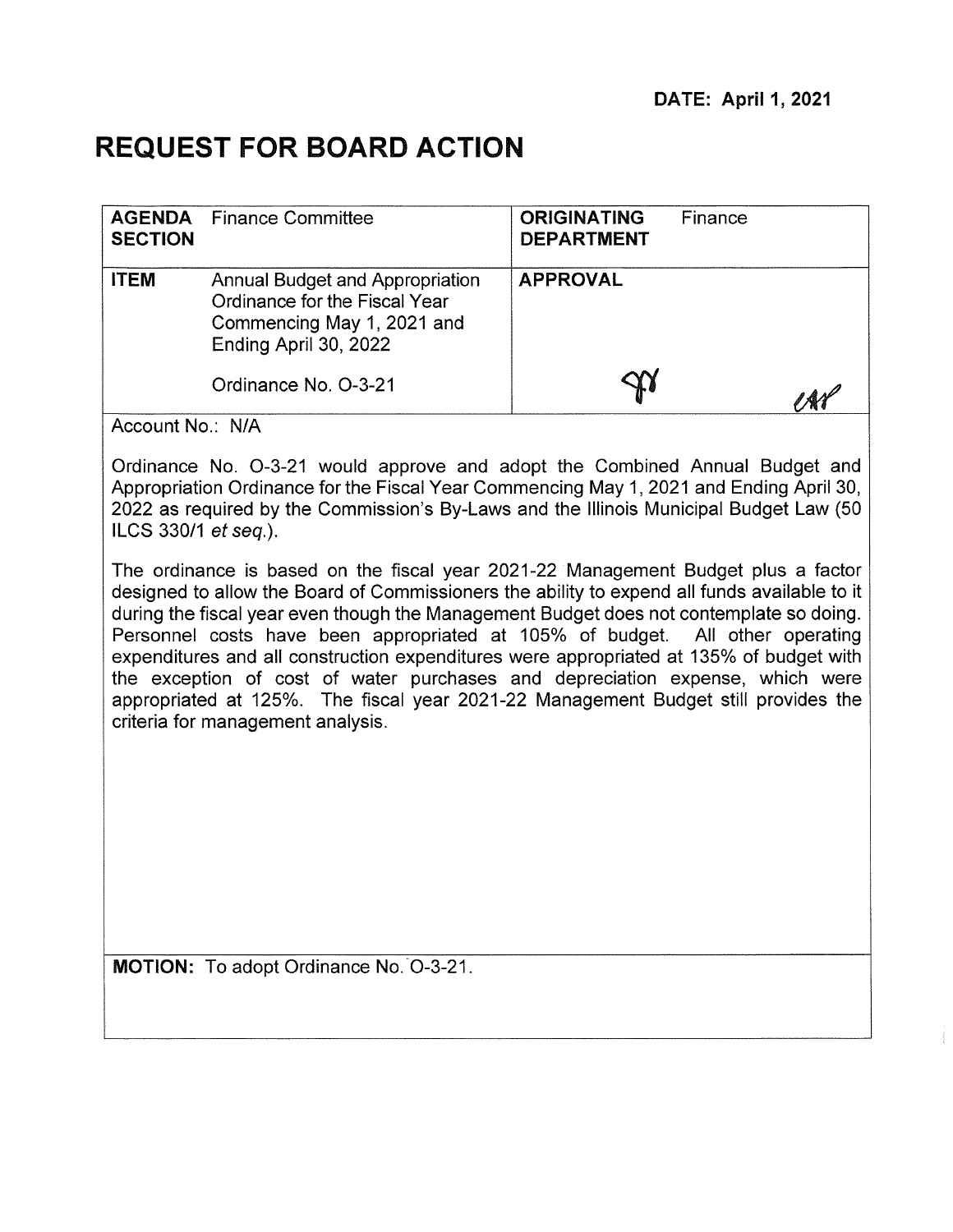**DATE: April 1, 2021**

# REQUEST FOR BOARD ACTION

| | | | |
|---|---|---|---|
| **AGENDA SECTION** | Finance Committee | **ORIGINATING DEPARTMENT** | Finance |
| **ITEM** | Annual Budget and Appropriation Ordinance for the Fiscal Year Commencing May 1, 2021 and Ending April 30, 2022<br><br>Ordinance No. O-3-21 | **APPROVAL** | |

Account No.: N/A

Ordinance No. O-3-21 would approve and adopt the Combined Annual Budget and Appropriation Ordinance for the Fiscal Year Commencing May 1, 2021 and Ending April 30, 2022 as required by the Commission's By-Laws and the Illinois Municipal Budget Law (50 ILCS 330/1 *et seq.*).

The ordinance is based on the fiscal year 2021-22 Management Budget plus a factor designed to allow the Board of Commissioners the ability to expend all funds available to it during the fiscal year even though the Management Budget does not contemplate so doing. Personnel costs have been appropriated at 105% of budget. All other operating expenditures and all construction expenditures were appropriated at 135% of budget with the exception of cost of water purchases and depreciation expense, which were appropriated at 125%. The fiscal year 2021-22 Management Budget still provides the criteria for management analysis.

**MOTION:** To adopt Ordinance No. O-3-21.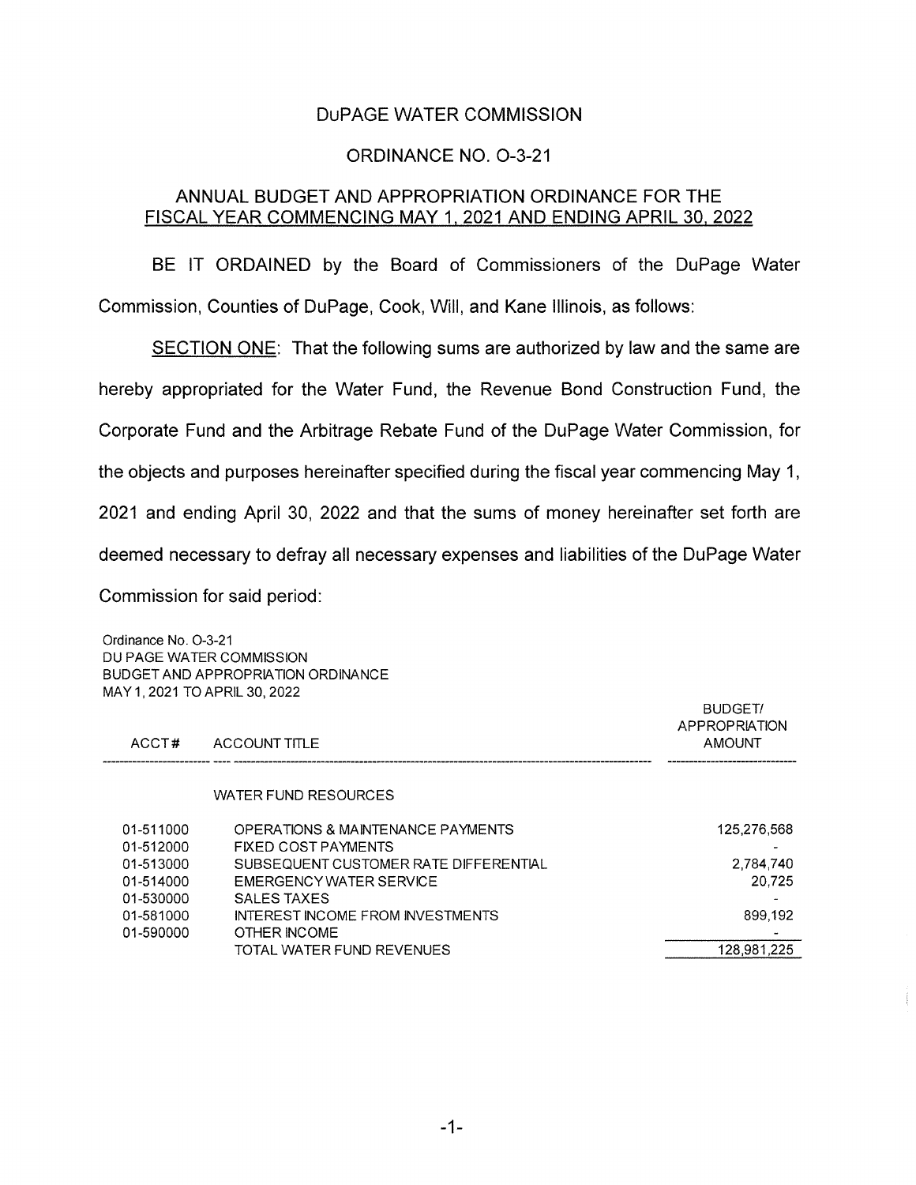# DuPAGE WATER COMMISSION

## ORDINANCE NO. O-3-21

## ANNUAL BUDGET AND APPROPRIATION ORDINANCE FOR THE FISCAL YEAR COMMENCING MAY 1, 2021 AND ENDING APRIL 30, 2022

BE IT ORDAINED by the Board of Commissioners of the DuPage Water Commission, Counties of DuPage, Cook, Will, and Kane Illinois, as follows:

SECTION ONE: That the following sums are authorized by law and the same are hereby appropriated for the Water Fund, the Revenue Bond Construction Fund, the Corporate Fund and the Arbitrage Rebate Fund of the DuPage Water Commission, for the objects and purposes hereinafter specified during the fiscal year commencing May 1, 2021 and ending April 30, 2022 and that the sums of money hereinafter set forth are deemed necessary to defray all necessary expenses and liabilities of the DuPage Water Commission for said period:

Ordinance No. O-3-21
DU PAGE WATER COMMISSION
BUDGET AND APPROPRIATION ORDINANCE
MAY 1, 2021 TO APRIL 30, 2022

| ACCT# | ACCOUNT TITLE | BUDGET/ APPROPRIATION AMOUNT |
|---|---|---|
| | WATER FUND RESOURCES | |
| 01-511000 | OPERATIONS & MAINTENANCE PAYMENTS | 125,276,568 |
| 01-512000 | FIXED COST PAYMENTS | - |
| 01-513000 | SUBSEQUENT CUSTOMER RATE DIFFERENTIAL | 2,784,740 |
| 01-514000 | EMERGENCY WATER SERVICE | 20,725 |
| 01-530000 | SALES TAXES | - |
| 01-581000 | INTEREST INCOME FROM INVESTMENTS | 899,192 |
| 01-590000 | OTHER INCOME | - |
| | TOTAL WATER FUND REVENUES | 128,981,225 |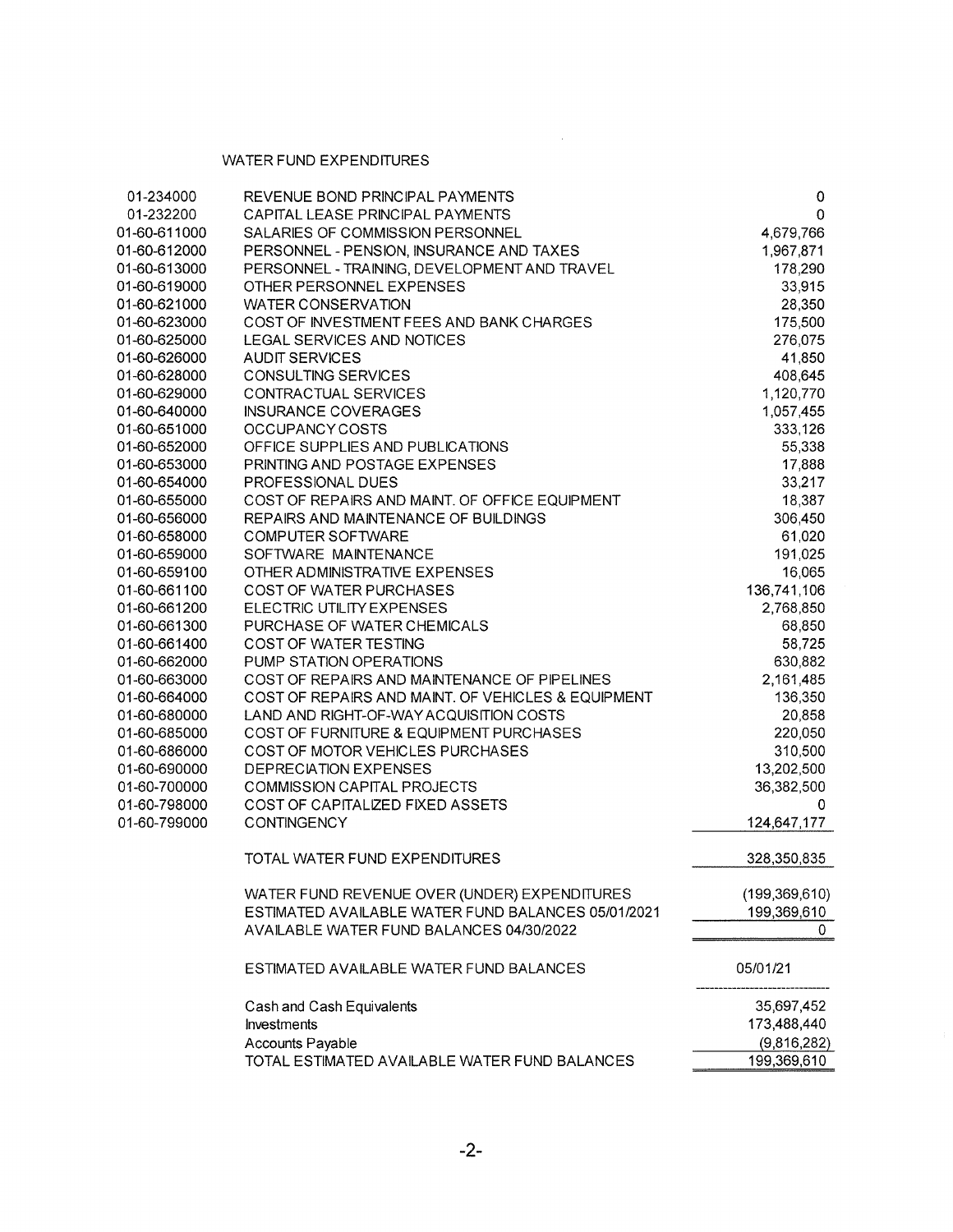## WATER FUND EXPENDITURES

| Account | Description | Amount |
|---|---|---|
| 01-234000 | REVENUE BOND PRINCIPAL PAYMENTS | 0 |
| 01-232200 | CAPITAL LEASE PRINCIPAL PAYMENTS | 0 |
| 01-60-611000 | SALARIES OF COMMISSION PERSONNEL | 4,679,766 |
| 01-60-612000 | PERSONNEL - PENSION, INSURANCE AND TAXES | 1,967,871 |
| 01-60-613000 | PERSONNEL - TRAINING, DEVELOPMENT AND TRAVEL | 178,290 |
| 01-60-619000 | OTHER PERSONNEL EXPENSES | 33,915 |
| 01-60-621000 | WATER CONSERVATION | 28,350 |
| 01-60-623000 | COST OF INVESTMENT FEES AND BANK CHARGES | 175,500 |
| 01-60-625000 | LEGAL SERVICES AND NOTICES | 276,075 |
| 01-60-626000 | AUDIT SERVICES | 41,850 |
| 01-60-628000 | CONSULTING SERVICES | 408,645 |
| 01-60-629000 | CONTRACTUAL SERVICES | 1,120,770 |
| 01-60-640000 | INSURANCE COVERAGES | 1,057,455 |
| 01-60-651000 | OCCUPANCY COSTS | 333,126 |
| 01-60-652000 | OFFICE SUPPLIES AND PUBLICATIONS | 55,338 |
| 01-60-653000 | PRINTING AND POSTAGE EXPENSES | 17,888 |
| 01-60-654000 | PROFESSIONAL DUES | 33,217 |
| 01-60-655000 | COST OF REPAIRS AND MAINT. OF OFFICE EQUIPMENT | 18,387 |
| 01-60-656000 | REPAIRS AND MAINTENANCE OF BUILDINGS | 306,450 |
| 01-60-658000 | COMPUTER SOFTWARE | 61,020 |
| 01-60-659000 | SOFTWARE MAINTENANCE | 191,025 |
| 01-60-659100 | OTHER ADMINISTRATIVE EXPENSES | 16,065 |
| 01-60-661100 | COST OF WATER PURCHASES | 136,741,106 |
| 01-60-661200 | ELECTRIC UTILITY EXPENSES | 2,768,850 |
| 01-60-661300 | PURCHASE OF WATER CHEMICALS | 68,850 |
| 01-60-661400 | COST OF WATER TESTING | 58,725 |
| 01-60-662000 | PUMP STATION OPERATIONS | 630,882 |
| 01-60-663000 | COST OF REPAIRS AND MAINTENANCE OF PIPELINES | 2,161,485 |
| 01-60-664000 | COST OF REPAIRS AND MAINT. OF VEHICLES & EQUIPMENT | 136,350 |
| 01-60-680000 | LAND AND RIGHT-OF-WAY ACQUISITION COSTS | 20,858 |
| 01-60-685000 | COST OF FURNITURE & EQUIPMENT PURCHASES | 220,050 |
| 01-60-686000 | COST OF MOTOR VEHICLES PURCHASES | 310,500 |
| 01-60-690000 | DEPRECIATION EXPENSES | 13,202,500 |
| 01-60-700000 | COMMISSION CAPITAL PROJECTS | 36,382,500 |
| 01-60-798000 | COST OF CAPITALIZED FIXED ASSETS | 0 |
| 01-60-799000 | CONTINGENCY | 124,647,177 |
| | TOTAL WATER FUND EXPENDITURES | 328,350,835 |
| | WATER FUND REVENUE OVER (UNDER) EXPENDITURES | (199,369,610) |
| | ESTIMATED AVAILABLE WATER FUND BALANCES 05/01/2021 | 199,369,610 |
| | AVAILABLE WATER FUND BALANCES 04/30/2022 | 0 |

| ESTIMATED AVAILABLE WATER FUND BALANCES | 05/01/21 |
|---|---|
| Cash and Cash Equivalents | 35,697,452 |
| Investments | 173,488,440 |
| Accounts Payable | (9,816,282) |
| TOTAL ESTIMATED AVAILABLE WATER FUND BALANCES | 199,369,610 |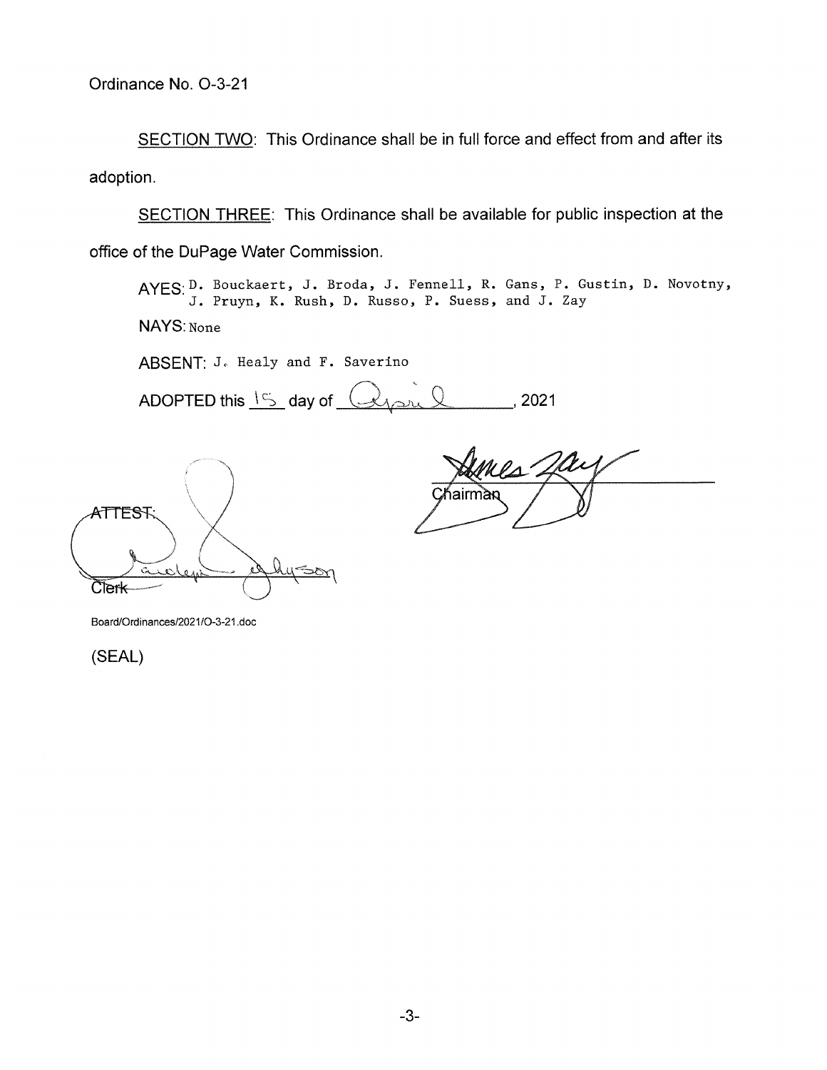Ordinance No. O-3-21

<u>SECTION TWO</u>: This Ordinance shall be in full force and effect from and after its adoption.

<u>SECTION THREE</u>: This Ordinance shall be available for public inspection at the office of the DuPage Water Commission.

AYES: D. Bouckaert, J. Broda, J. Fennell, R. Gans, P. Gustin, D. Novotny, J. Pruyn, K. Rush, D. Russo, P. Suess, and J. Zay

NAYS: None

ABSENT: J. Healy and F. Saverino

ADOPTED this 15 day of April, 2021

James Zay
Chairman

ATTEST:

Carolyn Johnson
Clerk

Board/Ordinances/2021/O-3-21.doc

(SEAL)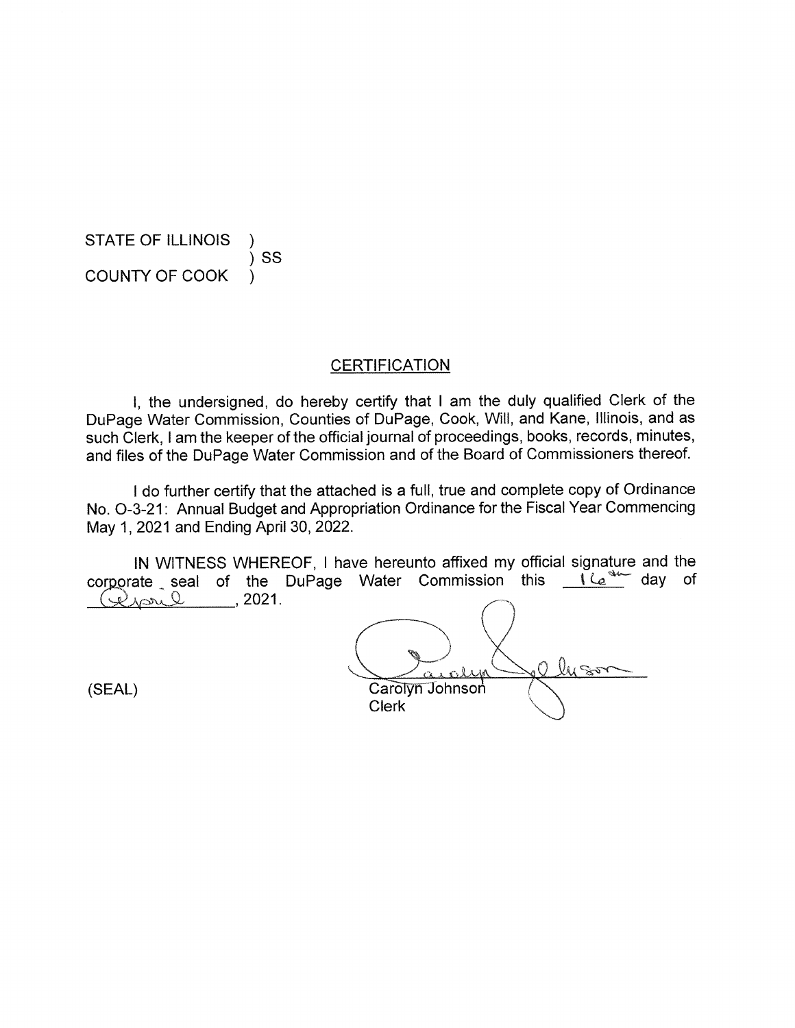STATE OF ILLINOIS )
) SS
COUNTY OF COOK )

## CERTIFICATION

I, the undersigned, do hereby certify that I am the duly qualified Clerk of the DuPage Water Commission, Counties of DuPage, Cook, Will, and Kane, Illinois, and as such Clerk, I am the keeper of the official journal of proceedings, books, records, minutes, and files of the DuPage Water Commission and of the Board of Commissioners thereof.

I do further certify that the attached is a full, true and complete copy of Ordinance No. O-3-21: Annual Budget and Appropriation Ordinance for the Fiscal Year Commencing May 1, 2021 and Ending April 30, 2022.

IN WITNESS WHEREOF, I have hereunto affixed my official signature and the corporate seal of the DuPage Water Commission this 16th day of April, 2021.

(SEAL)

Carolyn Johnson
Clerk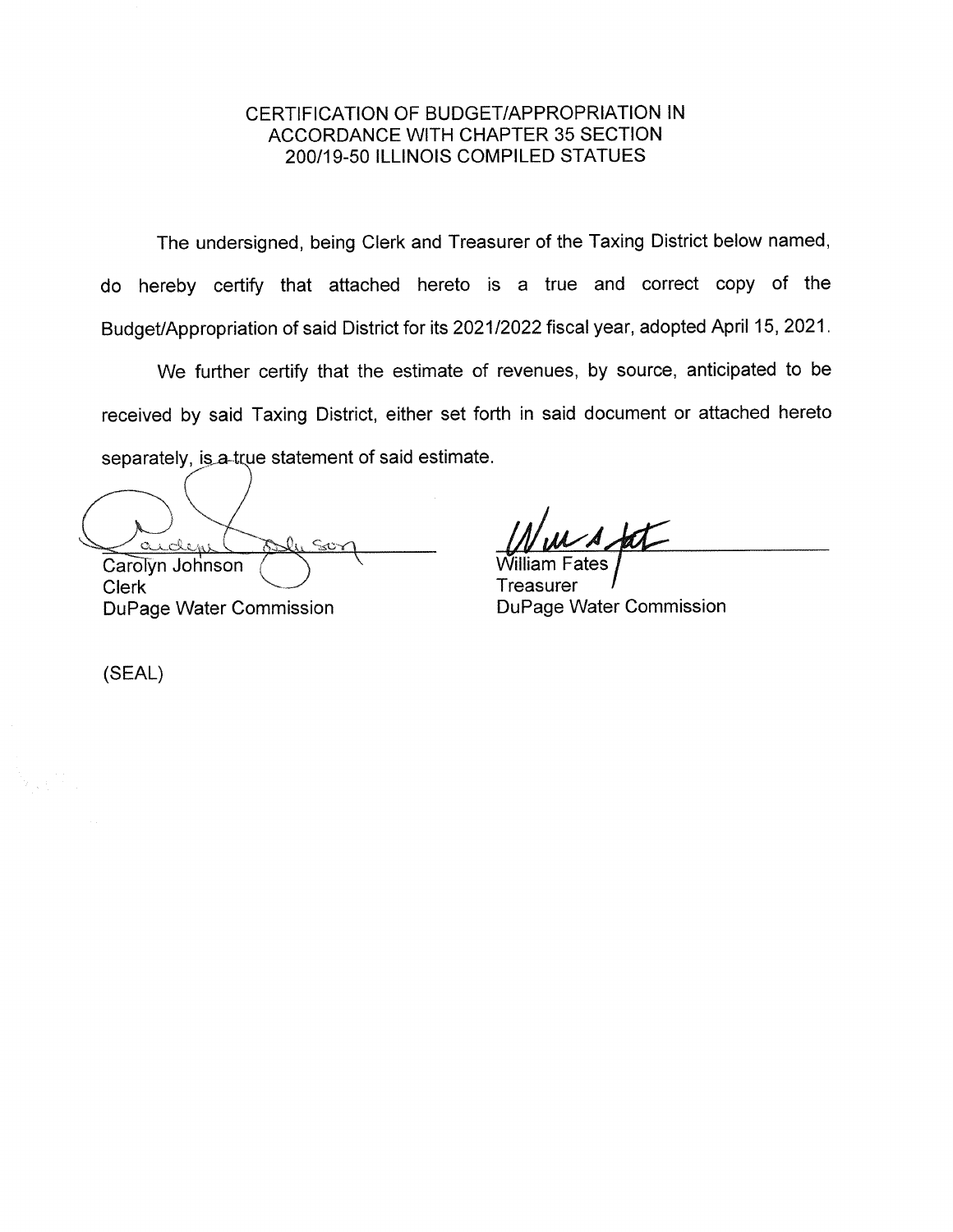# CERTIFICATION OF BUDGET/APPROPRIATION IN ACCORDANCE WITH CHAPTER 35 SECTION 200/19-50 ILLINOIS COMPILED STATUES

The undersigned, being Clerk and Treasurer of the Taxing District below named, do hereby certify that attached hereto is a true and correct copy of the Budget/Appropriation of said District for its 2021/2022 fiscal year, adopted April 15, 2021.

We further certify that the estimate of revenues, by source, anticipated to be received by said Taxing District, either set forth in said document or attached hereto separately, is a true statement of said estimate.

Carolyn Johnson
Clerk
DuPage Water Commission

William Fates
Treasurer
DuPage Water Commission

(SEAL)